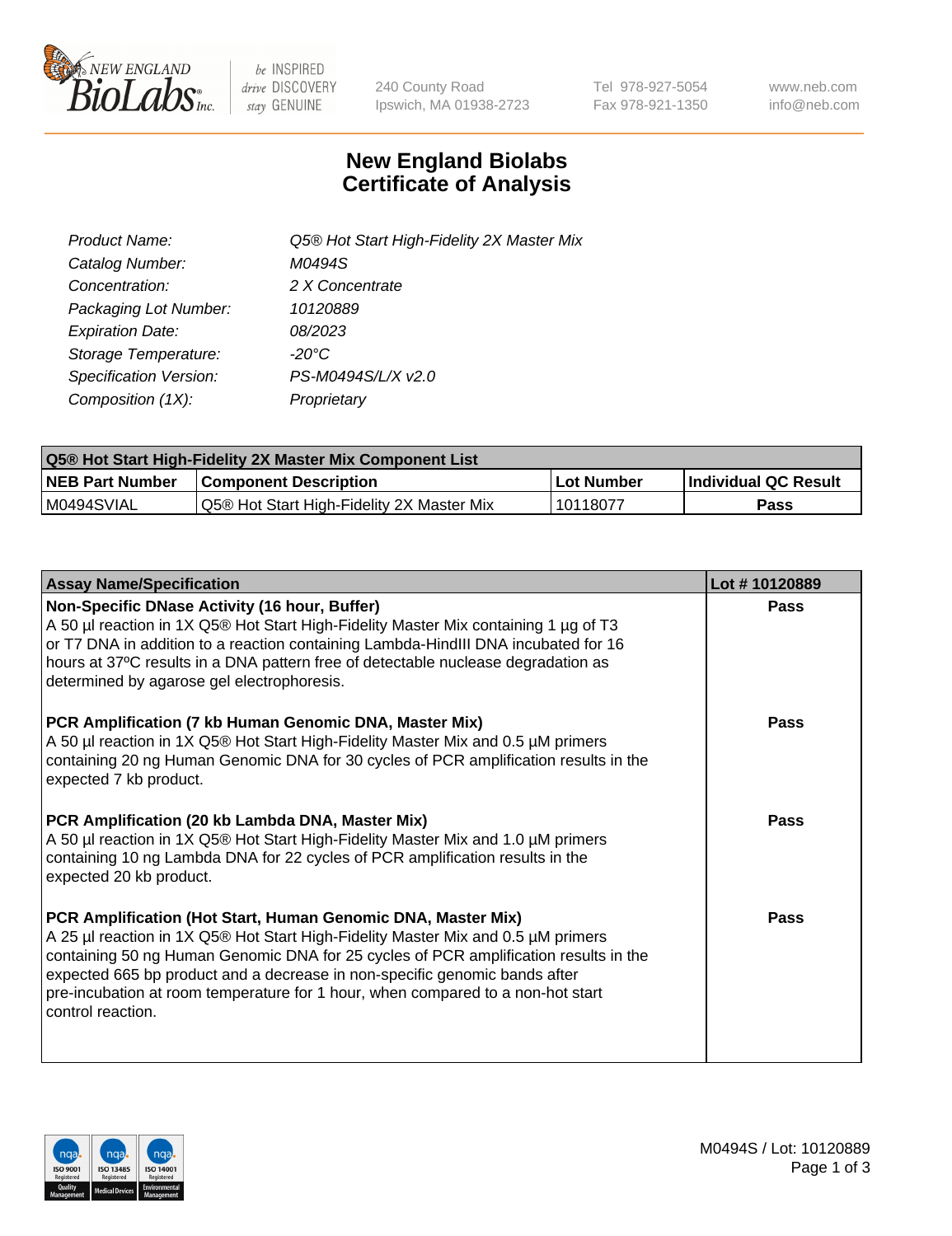New England BioLabs Inc. — be INSPIRED drive DISCOVERY stay GENUINE

240 County Road
Ipswich, MA 01938-2723

Tel 978-927-5054
Fax 978-921-1350

www.neb.com
info@neb.com

# New England Biolabs Certificate of Analysis

| | |
|---|---|
| *Product Name:* | *Q5® Hot Start High-Fidelity 2X Master Mix* |
| *Catalog Number:* | *M0494S* |
| *Concentration:* | *2 X Concentrate* |
| *Packaging Lot Number:* | *10120889* |
| *Expiration Date:* | *08/2023* |
| *Storage Temperature:* | *-20°C* |
| *Specification Version:* | *PS-M0494S/L/X v2.0* |
| *Composition (1X):* | *Proprietary* |

| Q5® Hot Start High-Fidelity 2X Master Mix Component List | | | |
|---|---|---|---|
| **NEB Part Number** | **Component Description** | **Lot Number** | **Individual QC Result** |
| M0494SVIAL | Q5® Hot Start High-Fidelity 2X Master Mix | 10118077 | **Pass** |

| Assay Name/Specification | Lot # 10120889 |
|---|---|
| **Non-Specific DNase Activity (16 hour, Buffer)**<br>A 50 µl reaction in 1X Q5® Hot Start High-Fidelity Master Mix containing 1 µg of T3 or T7 DNA in addition to a reaction containing Lambda-HindIII DNA incubated for 16 hours at 37ºC results in a DNA pattern free of detectable nuclease degradation as determined by agarose gel electrophoresis. | **Pass** |
| **PCR Amplification (7 kb Human Genomic DNA, Master Mix)**<br>A 50 µl reaction in 1X Q5® Hot Start High-Fidelity Master Mix and 0.5 µM primers containing 20 ng Human Genomic DNA for 30 cycles of PCR amplification results in the expected 7 kb product. | **Pass** |
| **PCR Amplification (20 kb Lambda DNA, Master Mix)**<br>A 50 µl reaction in 1X Q5® Hot Start High-Fidelity Master Mix and 1.0 µM primers containing 10 ng Lambda DNA for 22 cycles of PCR amplification results in the expected 20 kb product. | **Pass** |
| **PCR Amplification (Hot Start, Human Genomic DNA, Master Mix)**<br>A 25 µl reaction in 1X Q5® Hot Start High-Fidelity Master Mix and 0.5 µM primers containing 50 ng Human Genomic DNA for 25 cycles of PCR amplification results in the expected 665 bp product and a decrease in non-specific genomic bands after pre-incubation at room temperature for 1 hour, when compared to a non-hot start control reaction. | **Pass** |

M0494S / Lot: 10120889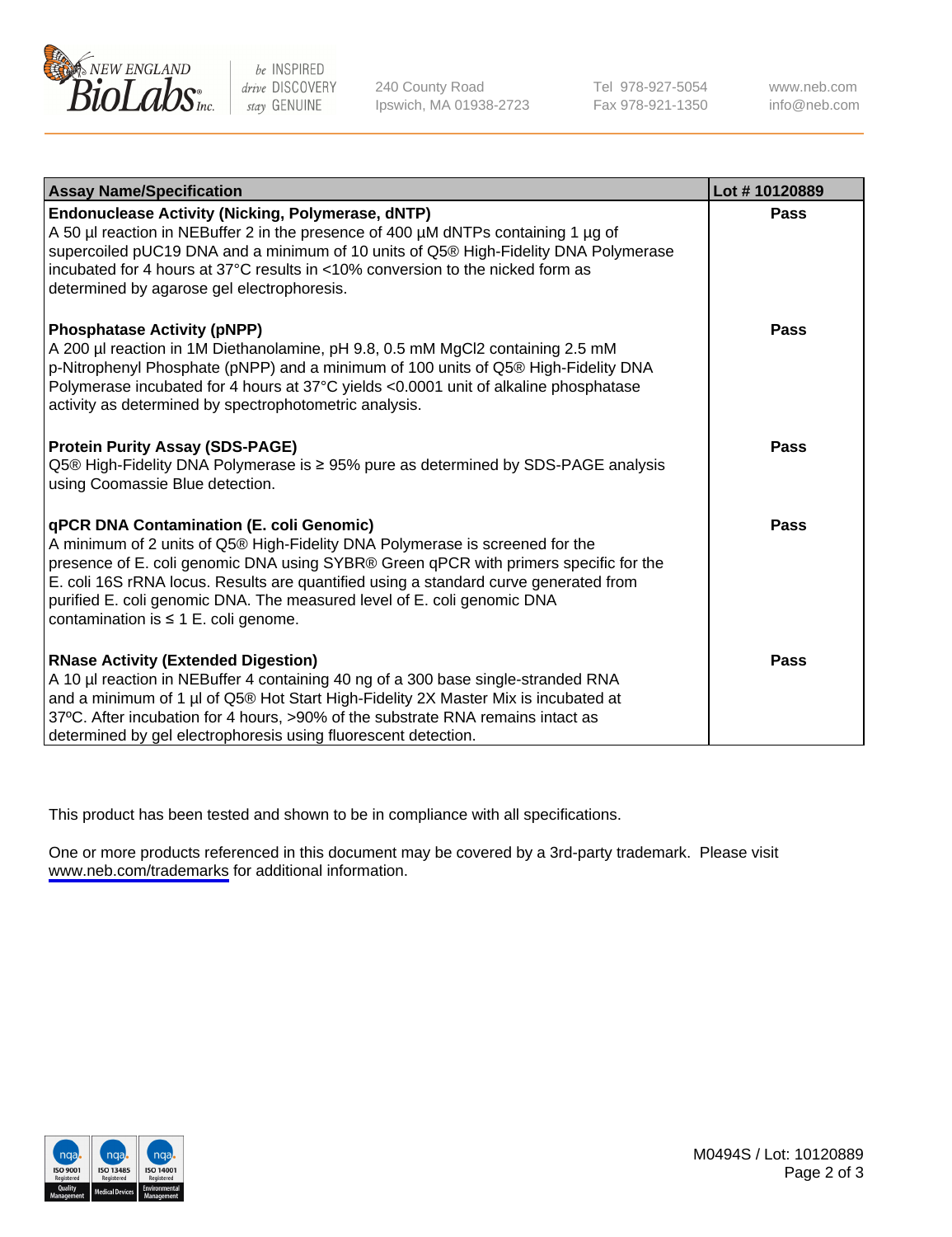| Assay Name/Specification | Lot # 10120889 |
|---|---|
| **Endonuclease Activity (Nicking, Polymerase, dNTP)**<br>A 50 µl reaction in NEBuffer 2 in the presence of 400 µM dNTPs containing 1 µg of supercoiled pUC19 DNA and a minimum of 10 units of Q5® High-Fidelity DNA Polymerase incubated for 4 hours at 37°C results in <10% conversion to the nicked form as determined by agarose gel electrophoresis. | Pass |
| **Phosphatase Activity (pNPP)**<br>A 200 µl reaction in 1M Diethanolamine, pH 9.8, 0.5 mM $MgCl_2$ containing 2.5 mM p-Nitrophenyl Phosphate (pNPP) and a minimum of 100 units of Q5® High-Fidelity DNA Polymerase incubated for 4 hours at 37°C yields <0.0001 unit of alkaline phosphatase activity as determined by spectrophotometric analysis. | Pass |
| **Protein Purity Assay (SDS-PAGE)**<br>Q5® High-Fidelity DNA Polymerase is ≥ 95% pure as determined by SDS-PAGE analysis using Coomassie Blue detection. | Pass |
| **qPCR DNA Contamination (E. coli Genomic)**<br>A minimum of 2 units of Q5® High-Fidelity DNA Polymerase is screened for the presence of E. coli genomic DNA using SYBR® Green qPCR with primers specific for the E. coli 16S rRNA locus. Results are quantified using a standard curve generated from purified E. coli genomic DNA. The measured level of E. coli genomic DNA contamination is ≤ 1 E. coli genome. | Pass |
| **RNase Activity (Extended Digestion)**<br>A 10 µl reaction in NEBuffer 4 containing 40 ng of a 300 base single-stranded RNA and a minimum of 1 µl of Q5® Hot Start High-Fidelity 2X Master Mix is incubated at 37ºC. After incubation for 4 hours, >90% of the substrate RNA remains intact as determined by gel electrophoresis using fluorescent detection. | Pass |

This product has been tested and shown to be in compliance with all specifications.

One or more products referenced in this document may be covered by a 3rd-party trademark. Please visit www.neb.com/trademarks for additional information.

M0494S / Lot: 10120889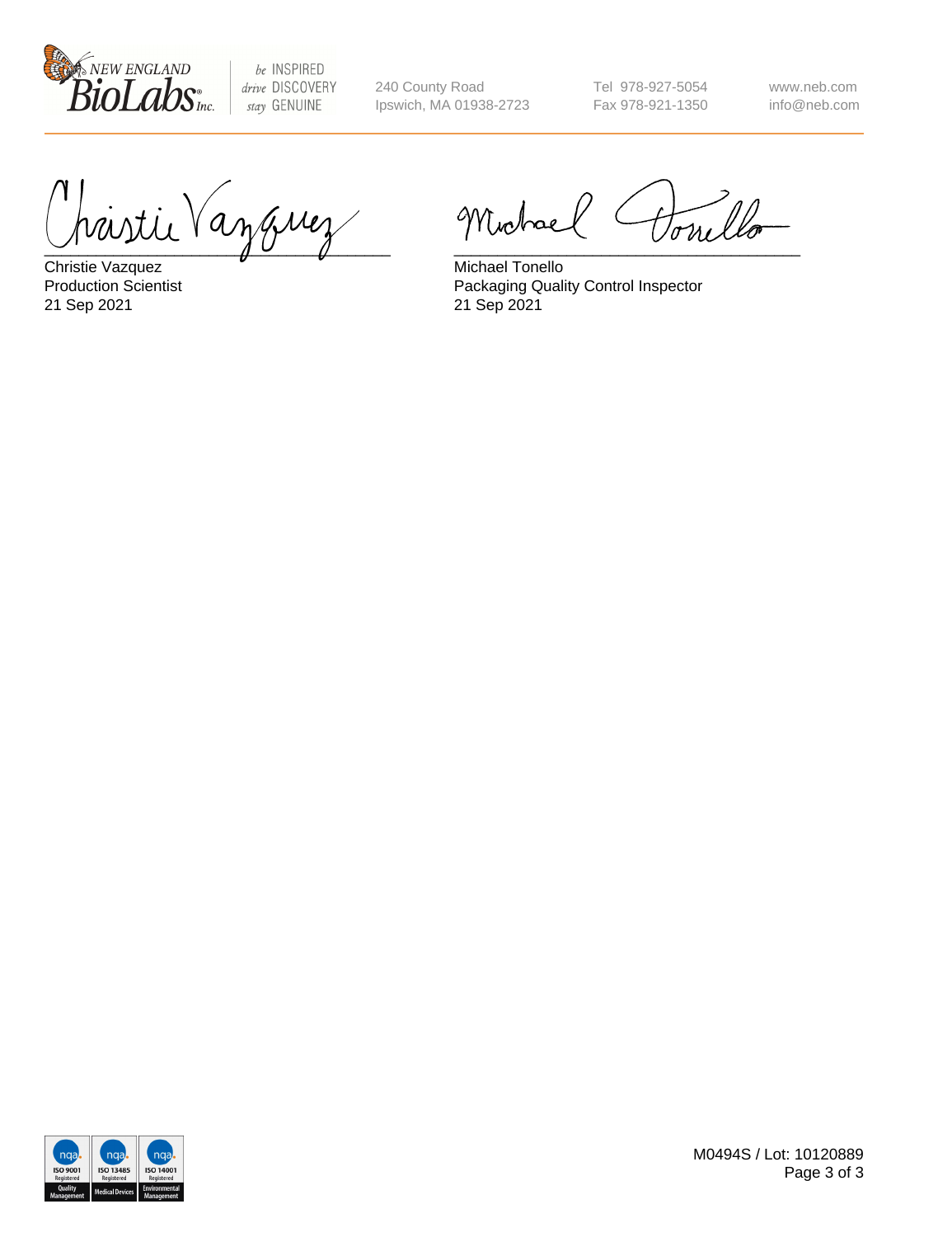be INSPIRED
drive DISCOVERY
stay GENUINE

240 County Road
Ipswich, MA 01938-2723

Tel 978-927-5054
Fax 978-921-1350

www.neb.com
info@neb.com

Christie Vazquez
Production Scientist
21 Sep 2021

Michael Tonello
Packaging Quality Control Inspector
21 Sep 2021

M0494S / Lot: 10120889